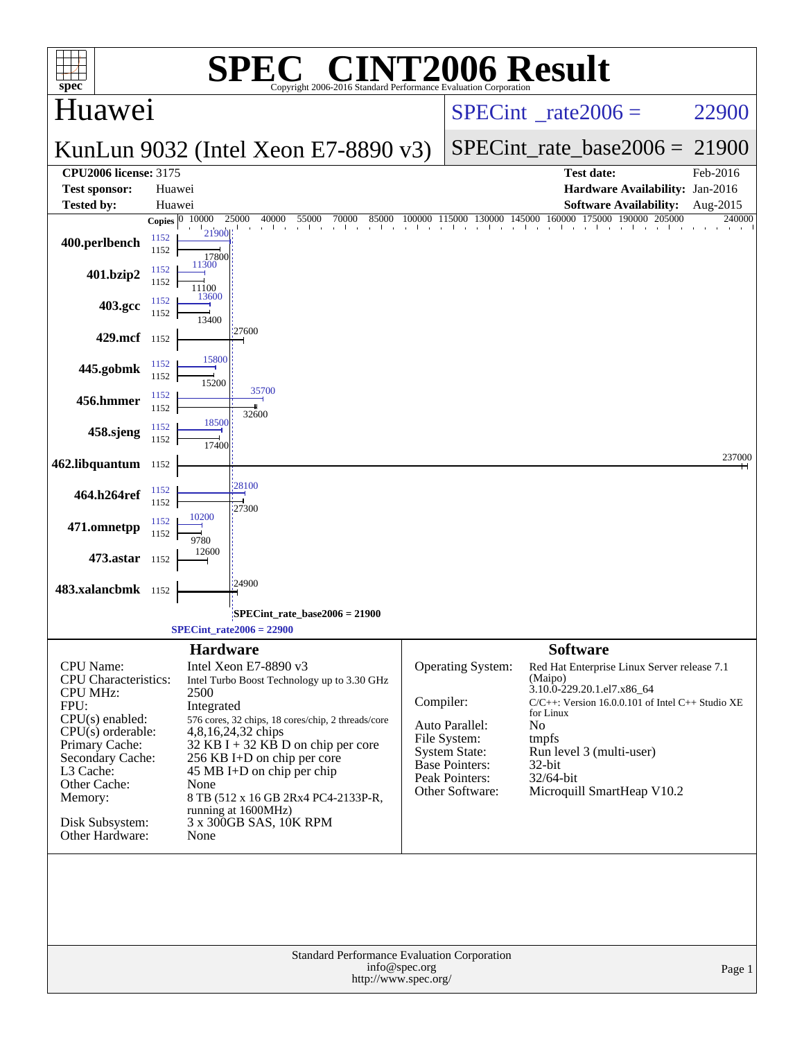# SPEC CINT2006 Result

Copyright 2006-2016 Standard Performance Evaluation Corporation

## Huawei

**KunLun 9032 (Intel Xeon E7-8890 v3)**

SPECint_rate2006 = 22900

SPECint_rate_base2006 = 21900

| | | | |
|---|---|---|---|
| **CPU2006 license:** 3175 | | **Test date:** | Feb-2016 |
| **Test sponsor:** | Huawei | **Hardware Availability:** | Jan-2016 |
| **Tested by:** | Huawei | **Software Availability:** | Aug-2015 |

| Benchmark | Copies | Peak | Base |
|---|---|---|---|
| 400.perlbench | 1152 | 21900 | 17800 |
| 401.bzip2 | 1152 | 11300 | 11100 |
| 403.gcc | 1152 | 13600 | 13400 |
| 429.mcf | 1152 | | 27600 |
| 445.gobmk | 1152 | 15800 | 15200 |
| 456.hmmer | 1152 | 35700 | 32600 |
| 458.sjeng | 1152 | 18500 | 17400 |
| 462.libquantum | 1152 | | 237000 |
| 464.h264ref | 1152 | 28100 | 27300 |
| 471.omnetpp | 1152 | 10200 | 9780 |
| 473.astar | 1152 | | 12600 |
| 483.xalancbmk | 1152 | | 24900 |

SPECint_rate_base2006 = 21900

SPECint_rate2006 = 22900

### Hardware

| | |
|---|---|
| CPU Name: | Intel Xeon E7-8890 v3 |
| CPU Characteristics: | Intel Turbo Boost Technology up to 3.30 GHz |
| CPU MHz: | 2500 |
| FPU: | Integrated |
| CPU(s) enabled: | 576 cores, 32 chips, 18 cores/chip, 2 threads/core |
| CPU(s) orderable: | 4,8,16,24,32 chips |
| Primary Cache: | 32 KB I + 32 KB D on chip per core |
| Secondary Cache: | 256 KB I+D on chip per core |
| L3 Cache: | 45 MB I+D on chip per chip |
| Other Cache: | None |
| Memory: | 8 TB (512 x 16 GB 2Rx4 PC4-2133P-R, running at 1600MHz) |
| Disk Subsystem: | 3 x 300GB SAS, 10K RPM |
| Other Hardware: | None |

### Software

| | |
|---|---|
| Operating System: | Red Hat Enterprise Linux Server release 7.1 (Maipo) 3.10.0-229.20.1.el7.x86_64 |
| Compiler: | C/C++: Version 16.0.0.101 of Intel C++ Studio XE for Linux |
| Auto Parallel: | No |
| File System: | tmpfs |
| System State: | Run level 3 (multi-user) |
| Base Pointers: | 32-bit |
| Peak Pointers: | 32/64-bit |
| Other Software: | Microquill SmartHeap V10.2 |

Standard Performance Evaluation Corporation
info@spec.org
http://www.spec.org/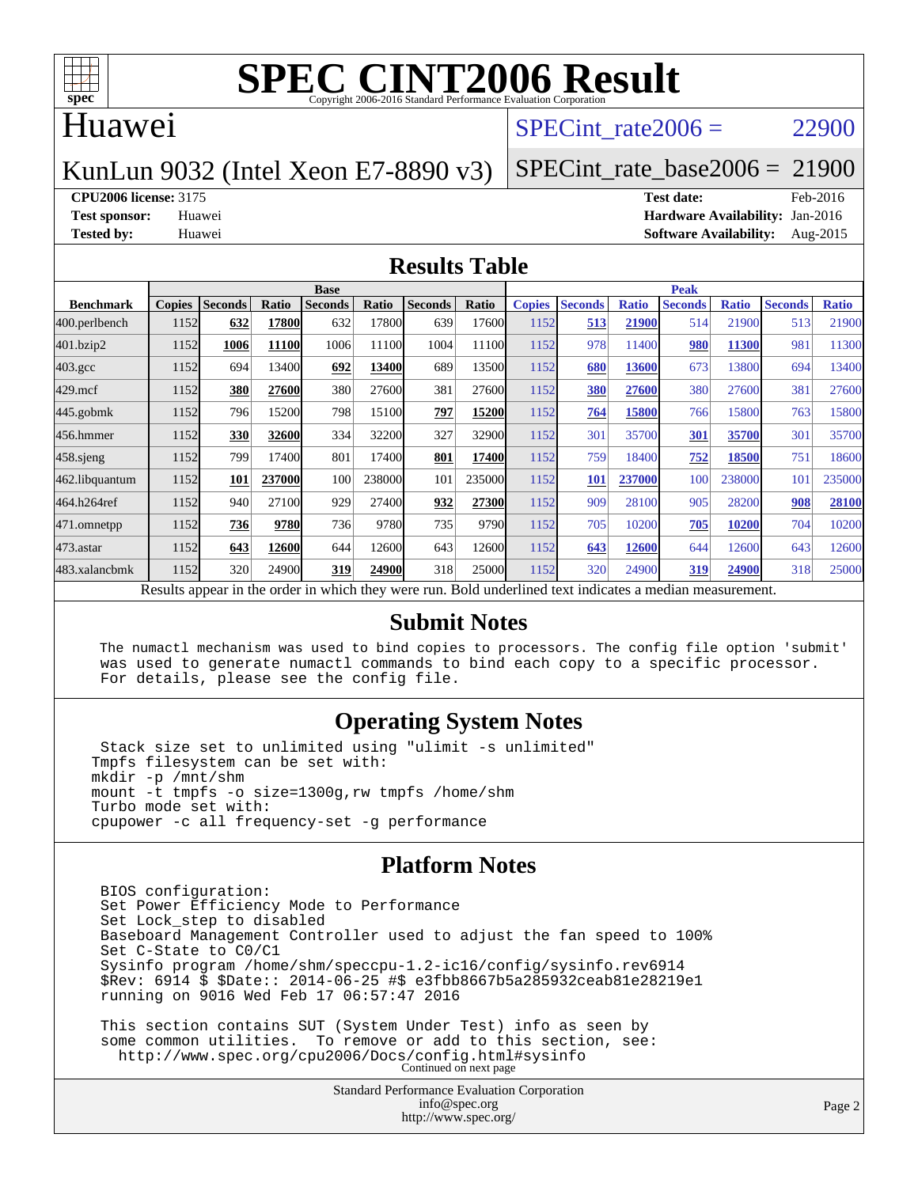# SPEC CINT2006 Result

Copyright 2006-2016 Standard Performance Evaluation Corporation

## Huawei

KunLun 9032 (Intel Xeon E7-8890 v3)

SPECint_rate2006 = 22900

SPECint_rate_base2006 = 21900

**CPU2006 license:** 3175
**Test sponsor:** Huawei
**Tested by:** Huawei

**Test date:** Feb-2016
**Hardware Availability:** Jan-2016
**Software Availability:** Aug-2015

## Results Table

| | Base | | | | | | | Peak | | | | | | |
|---|---|---|---|---|---|---|---|---|---|---|---|---|---|---|
| **Benchmark** | **Copies** | **Seconds** | **Ratio** | **Seconds** | **Ratio** | **Seconds** | **Ratio** | **Copies** | **Seconds** | **Ratio** | **Seconds** | **Ratio** | **Seconds** | **Ratio** |
| 400.perlbench | 1152 | **632** | **17800** | 632 | 17800 | 639 | 17600 | 1152 | **513** | **21900** | 514 | 21900 | 513 | 21900 |
| 401.bzip2 | 1152 | **1006** | **11100** | 1006 | 11100 | 1004 | 11100 | 1152 | 978 | 11400 | **980** | **11300** | 981 | 11300 |
| 403.gcc | 1152 | 694 | 13400 | **692** | **13400** | 689 | 13500 | 1152 | **680** | **13600** | 673 | 13800 | 694 | 13400 |
| 429.mcf | 1152 | **380** | **27600** | 380 | 27600 | 381 | 27600 | 1152 | **380** | **27600** | 380 | 27600 | 381 | 27600 |
| 445.gobmk | 1152 | 796 | 15200 | 798 | 15100 | **797** | **15200** | 1152 | **764** | **15800** | 766 | 15800 | 763 | 15800 |
| 456.hmmer | 1152 | **330** | **32600** | 334 | 32200 | 327 | 32900 | 1152 | 301 | 35700 | **301** | **35700** | 301 | 35700 |
| 458.sjeng | 1152 | 799 | 17400 | 801 | 17400 | **801** | **17400** | 1152 | 759 | 18400 | **752** | **18500** | 751 | 18600 |
| 462.libquantum | 1152 | **101** | **237000** | 100 | 238000 | 101 | 235000 | 1152 | **101** | **237000** | 100 | 238000 | 101 | 235000 |
| 464.h264ref | 1152 | 940 | 27100 | 929 | 27400 | **932** | **27300** | 1152 | 909 | 28100 | 905 | 28200 | **908** | **28100** |
| 471.omnetpp | 1152 | **736** | **9780** | 736 | 9780 | 735 | 9790 | 1152 | 705 | 10200 | **705** | **10200** | 704 | 10200 |
| 473.astar | 1152 | **643** | **12600** | 644 | 12600 | 643 | 12600 | 1152 | **643** | **12600** | 644 | 12600 | 643 | 12600 |
| 483.xalancbmk | 1152 | 320 | 24900 | **319** | **24900** | 318 | 25000 | 1152 | 320 | 24900 | **319** | **24900** | 318 | 25000 |

Results appear in the order in which they were run. Bold underlined text indicates a median measurement.

## Submit Notes

```
The numactl mechanism was used to bind copies to processors. The config file option 'submit'
was used to generate numactl commands to bind each copy to a specific processor.
For details, please see the config file.
```

## Operating System Notes

```
 Stack size set to unlimited using "ulimit -s unlimited"
Tmpfs filesystem can be set with:
mkdir -p /mnt/shm
mount -t tmpfs -o size=1300g,rw tmpfs /home/shm
Turbo mode set with:
cpupower -c all frequency-set -g performance
```

## Platform Notes

```
BIOS configuration:
Set Power Efficiency Mode to Performance
Set Lock_step to disabled
Baseboard Management Controller used to adjust the fan speed to 100%
Set C-State to C0/C1
Sysinfo program /home/shm/speccpu-1.2-ic16/config/sysinfo.rev6914
$Rev: 6914 $ $Date:: 2014-06-25 #$ e3fbb8667b5a285932ceab81e28219e1
running on 9016 Wed Feb 17 06:57:47 2016

This section contains SUT (System Under Test) info as seen by
some common utilities.  To remove or add to this section, see:
  http://www.spec.org/cpu2006/Docs/config.html#sysinfo
```

Continued on next page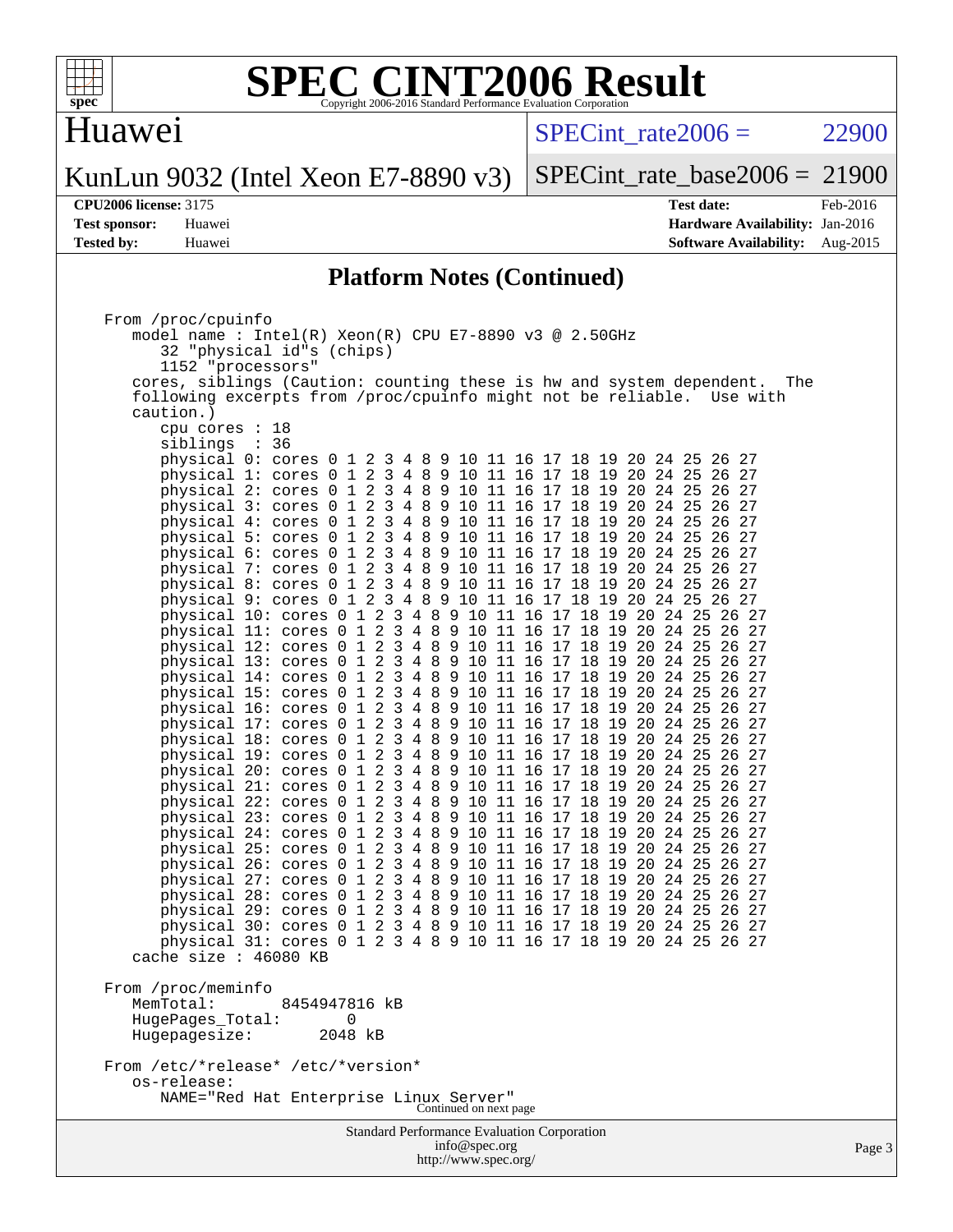## Platform Notes (Continued)

```
From /proc/cpuinfo
   model name : Intel(R) Xeon(R) CPU E7-8890 v3 @ 2.50GHz
      32 "physical id"s (chips)
      1152 "processors"
   cores, siblings (Caution: counting these is hw and system dependent.  The
   following excerpts from /proc/cpuinfo might not be reliable.  Use with
   caution.)
      cpu cores : 18
      siblings  : 36
      physical 0: cores 0 1 2 3 4 8 9 10 11 16 17 18 19 20 24 25 26 27
      physical 1: cores 0 1 2 3 4 8 9 10 11 16 17 18 19 20 24 25 26 27
      physical 2: cores 0 1 2 3 4 8 9 10 11 16 17 18 19 20 24 25 26 27
      physical 3: cores 0 1 2 3 4 8 9 10 11 16 17 18 19 20 24 25 26 27
      physical 4: cores 0 1 2 3 4 8 9 10 11 16 17 18 19 20 24 25 26 27
      physical 5: cores 0 1 2 3 4 8 9 10 11 16 17 18 19 20 24 25 26 27
      physical 6: cores 0 1 2 3 4 8 9 10 11 16 17 18 19 20 24 25 26 27
      physical 7: cores 0 1 2 3 4 8 9 10 11 16 17 18 19 20 24 25 26 27
      physical 8: cores 0 1 2 3 4 8 9 10 11 16 17 18 19 20 24 25 26 27
      physical 9: cores 0 1 2 3 4 8 9 10 11 16 17 18 19 20 24 25 26 27
      physical 10: cores 0 1 2 3 4 8 9 10 11 16 17 18 19 20 24 25 26 27
      physical 11: cores 0 1 2 3 4 8 9 10 11 16 17 18 19 20 24 25 26 27
      physical 12: cores 0 1 2 3 4 8 9 10 11 16 17 18 19 20 24 25 26 27
      physical 13: cores 0 1 2 3 4 8 9 10 11 16 17 18 19 20 24 25 26 27
      physical 14: cores 0 1 2 3 4 8 9 10 11 16 17 18 19 20 24 25 26 27
      physical 15: cores 0 1 2 3 4 8 9 10 11 16 17 18 19 20 24 25 26 27
      physical 16: cores 0 1 2 3 4 8 9 10 11 16 17 18 19 20 24 25 26 27
      physical 17: cores 0 1 2 3 4 8 9 10 11 16 17 18 19 20 24 25 26 27
      physical 18: cores 0 1 2 3 4 8 9 10 11 16 17 18 19 20 24 25 26 27
      physical 19: cores 0 1 2 3 4 8 9 10 11 16 17 18 19 20 24 25 26 27
      physical 20: cores 0 1 2 3 4 8 9 10 11 16 17 18 19 20 24 25 26 27
      physical 21: cores 0 1 2 3 4 8 9 10 11 16 17 18 19 20 24 25 26 27
      physical 22: cores 0 1 2 3 4 8 9 10 11 16 17 18 19 20 24 25 26 27
      physical 23: cores 0 1 2 3 4 8 9 10 11 16 17 18 19 20 24 25 26 27
      physical 24: cores 0 1 2 3 4 8 9 10 11 16 17 18 19 20 24 25 26 27
      physical 25: cores 0 1 2 3 4 8 9 10 11 16 17 18 19 20 24 25 26 27
      physical 26: cores 0 1 2 3 4 8 9 10 11 16 17 18 19 20 24 25 26 27
      physical 27: cores 0 1 2 3 4 8 9 10 11 16 17 18 19 20 24 25 26 27
      physical 28: cores 0 1 2 3 4 8 9 10 11 16 17 18 19 20 24 25 26 27
      physical 29: cores 0 1 2 3 4 8 9 10 11 16 17 18 19 20 24 25 26 27
      physical 30: cores 0 1 2 3 4 8 9 10 11 16 17 18 19 20 24 25 26 27
      physical 31: cores 0 1 2 3 4 8 9 10 11 16 17 18 19 20 24 25 26 27
   cache size : 46080 KB

From /proc/meminfo
   MemTotal:       8454947816 kB
   HugePages_Total:       0
   Hugepagesize:       2048 kB

From /etc/*release* /etc/*version*
   os-release:
      NAME="Red Hat Enterprise Linux Server"
```

Continued on next page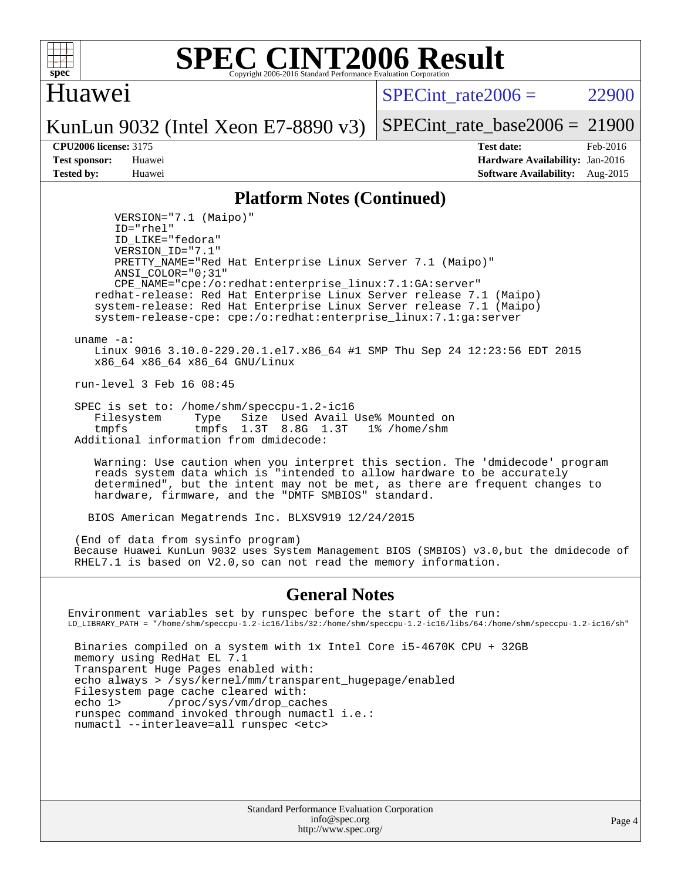# SPEC CINT2006 Result

Copyright 2006-2016 Standard Performance Evaluation Corporation

## Huawei

KunLun 9032 (Intel Xeon E7-8890 v3)

SPECint_rate2006 = 22900

SPECint_rate_base2006 = 21900

**CPU2006 license:** 3175
**Test sponsor:** Huawei
**Tested by:** Huawei

**Test date:** Feb-2016
**Hardware Availability:** Jan-2016
**Software Availability:** Aug-2015

### Platform Notes (Continued)

```
        VERSION="7.1 (Maipo)"
        ID="rhel"
        ID_LIKE="fedora"
        VERSION_ID="7.1"
        PRETTY_NAME="Red Hat Enterprise Linux Server 7.1 (Maipo)"
        ANSI_COLOR="0;31"
        CPE_NAME="cpe:/o:redhat:enterprise_linux:7.1:GA:server"
     redhat-release: Red Hat Enterprise Linux Server release 7.1 (Maipo)
     system-release: Red Hat Enterprise Linux Server release 7.1 (Maipo)
     system-release-cpe: cpe:/o:redhat:enterprise_linux:7.1:ga:server

  uname -a:
     Linux 9016 3.10.0-229.20.1.el7.x86_64 #1 SMP Thu Sep 24 12:23:56 EDT 2015
     x86_64 x86_64 x86_64 GNU/Linux

  run-level 3 Feb 16 08:45

  SPEC is set to: /home/shm/speccpu-1.2-ic16
     Filesystem     Type   Size  Used Avail Use% Mounted on
     tmpfs          tmpfs  1.3T  8.8G  1.3T   1% /home/shm
  Additional information from dmidecode:

     Warning: Use caution when you interpret this section. The 'dmidecode' program
     reads system data which is "intended to allow hardware to be accurately
     determined", but the intent may not be met, as there are frequent changes to
     hardware, firmware, and the "DMTF SMBIOS" standard.

    BIOS American Megatrends Inc. BLXSV919 12/24/2015

  (End of data from sysinfo program)
  Because Huawei KunLun 9032 uses System Management BIOS (SMBIOS) v3.0,but the dmidecode of
  RHEL7.1 is based on V2.0,so can not read the memory information.
```

### General Notes

```
 Environment variables set by runspec before the start of the run:
 LD_LIBRARY_PATH = "/home/shm/speccpu-1.2-ic16/libs/32:/home/shm/speccpu-1.2-ic16/libs/64:/home/shm/speccpu-1.2-ic16/sh"

  Binaries compiled on a system with 1x Intel Core i5-4670K CPU + 32GB
  memory using RedHat EL 7.1
  Transparent Huge Pages enabled with:
  echo always > /sys/kernel/mm/transparent_hugepage/enabled
  Filesystem page cache cleared with:
  echo 1>       /proc/sys/vm/drop_caches
  runspec command invoked through numactl i.e.:
  numactl --interleave=all runspec <etc>
```

Standard Performance Evaluation Corporation
info@spec.org
http://www.spec.org/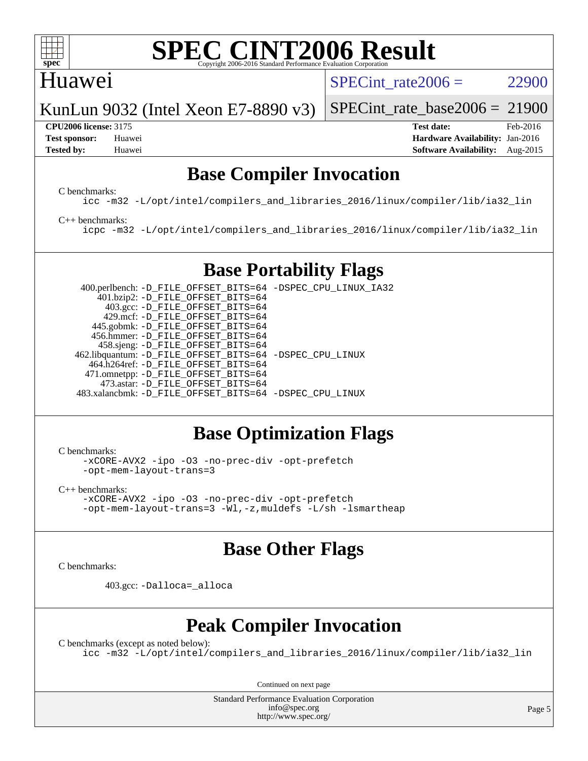# SPEC CINT2006 Result

Huawei

KunLun 9032 (Intel Xeon E7-8890 v3)

SPECint_rate2006 = 22900

SPECint_rate_base2006 = 21900

**CPU2006 license:** 3175
**Test sponsor:** Huawei
**Tested by:** Huawei

**Test date:** Feb-2016
**Hardware Availability:** Jan-2016
**Software Availability:** Aug-2015

## Base Compiler Invocation

C benchmarks:

```
icc -m32 -L/opt/intel/compilers_and_libraries_2016/linux/compiler/lib/ia32_lin
```

C++ benchmarks:

```
icpc -m32 -L/opt/intel/compilers_and_libraries_2016/linux/compiler/lib/ia32_lin
```

## Base Portability Flags

```
400.perlbench: -D_FILE_OFFSET_BITS=64 -DSPEC_CPU_LINUX_IA32
    401.bzip2: -D_FILE_OFFSET_BITS=64
      403.gcc: -D_FILE_OFFSET_BITS=64
      429.mcf: -D_FILE_OFFSET_BITS=64
    445.gobmk: -D_FILE_OFFSET_BITS=64
   456.hmmer: -D_FILE_OFFSET_BITS=64
    458.sjeng: -D_FILE_OFFSET_BITS=64
462.libquantum: -D_FILE_OFFSET_BITS=64 -DSPEC_CPU_LINUX
  464.h264ref: -D_FILE_OFFSET_BITS=64
  471.omnetpp: -D_FILE_OFFSET_BITS=64
    473.astar: -D_FILE_OFFSET_BITS=64
483.xalancbmk: -D_FILE_OFFSET_BITS=64 -DSPEC_CPU_LINUX
```

## Base Optimization Flags

C benchmarks:

```
-xCORE-AVX2 -ipo -O3 -no-prec-div -opt-prefetch
-opt-mem-layout-trans=3
```

C++ benchmarks:

```
-xCORE-AVX2 -ipo -O3 -no-prec-div -opt-prefetch
-opt-mem-layout-trans=3 -Wl,-z,muldefs -L/sh -lsmartheap
```

## Base Other Flags

C benchmarks:

```
403.gcc: -Dalloca=_alloca
```

## Peak Compiler Invocation

C benchmarks (except as noted below):

```
icc -m32 -L/opt/intel/compilers_and_libraries_2016/linux/compiler/lib/ia32_lin
```

Continued on next page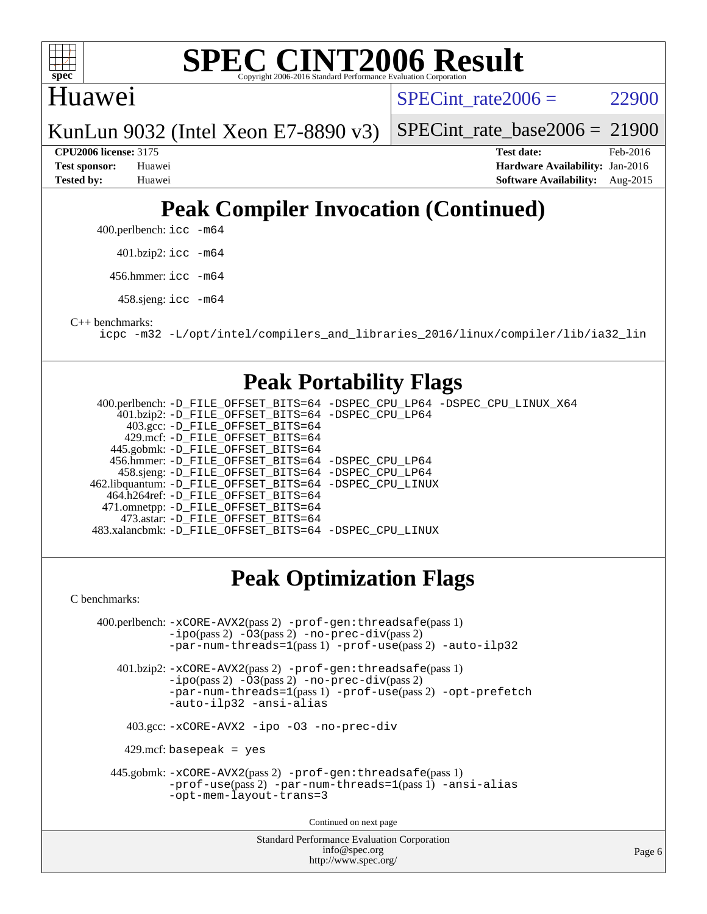# SPEC CINT2006 Result

Copyright 2006-2016 Standard Performance Evaluation Corporation

Huawei

KunLun 9032 (Intel Xeon E7-8890 v3)

SPECint_rate2006 = 22900

SPECint_rate_base2006 = 21900

**CPU2006 license:** 3175
**Test sponsor:** Huawei
**Tested by:** Huawei

**Test date:** Feb-2016
**Hardware Availability:** Jan-2016
**Software Availability:** Aug-2015

## Peak Compiler Invocation (Continued)

400.perlbench: `icc -m64`

401.bzip2: `icc -m64`

456.hmmer: `icc -m64`

458.sjeng: `icc -m64`

C++ benchmarks:

`icpc -m32 -L/opt/intel/compilers_and_libraries_2016/linux/compiler/lib/ia32_lin`

## Peak Portability Flags

400.perlbench: `-D_FILE_OFFSET_BITS=64 -DSPEC_CPU_LP64 -DSPEC_CPU_LINUX_X64`
401.bzip2: `-D_FILE_OFFSET_BITS=64 -DSPEC_CPU_LP64`
403.gcc: `-D_FILE_OFFSET_BITS=64`
429.mcf: `-D_FILE_OFFSET_BITS=64`
445.gobmk: `-D_FILE_OFFSET_BITS=64`
456.hmmer: `-D_FILE_OFFSET_BITS=64 -DSPEC_CPU_LP64`
458.sjeng: `-D_FILE_OFFSET_BITS=64 -DSPEC_CPU_LP64`
462.libquantum: `-D_FILE_OFFSET_BITS=64 -DSPEC_CPU_LINUX`
464.h264ref: `-D_FILE_OFFSET_BITS=64`
471.omnetpp: `-D_FILE_OFFSET_BITS=64`
473.astar: `-D_FILE_OFFSET_BITS=64`
483.xalancbmk: `-D_FILE_OFFSET_BITS=64 -DSPEC_CPU_LINUX`

## Peak Optimization Flags

C benchmarks:

400.perlbench: `-xCORE-AVX2`(pass 2) `-prof-gen:threadsafe`(pass 1) `-ipo`(pass 2) `-O3`(pass 2) `-no-prec-div`(pass 2) `-par-num-threads=1`(pass 1) `-prof-use`(pass 2) `-auto-ilp32`

401.bzip2: `-xCORE-AVX2`(pass 2) `-prof-gen:threadsafe`(pass 1) `-ipo`(pass 2) `-O3`(pass 2) `-no-prec-div`(pass 2) `-par-num-threads=1`(pass 1) `-prof-use`(pass 2) `-opt-prefetch` `-auto-ilp32` `-ansi-alias`

403.gcc: `-xCORE-AVX2 -ipo -O3 -no-prec-div`

429.mcf: `basepeak = yes`

445.gobmk: `-xCORE-AVX2`(pass 2) `-prof-gen:threadsafe`(pass 1) `-prof-use`(pass 2) `-par-num-threads=1`(pass 1) `-ansi-alias` `-opt-mem-layout-trans=3`

Continued on next page

Standard Performance Evaluation Corporation
info@spec.org
http://www.spec.org/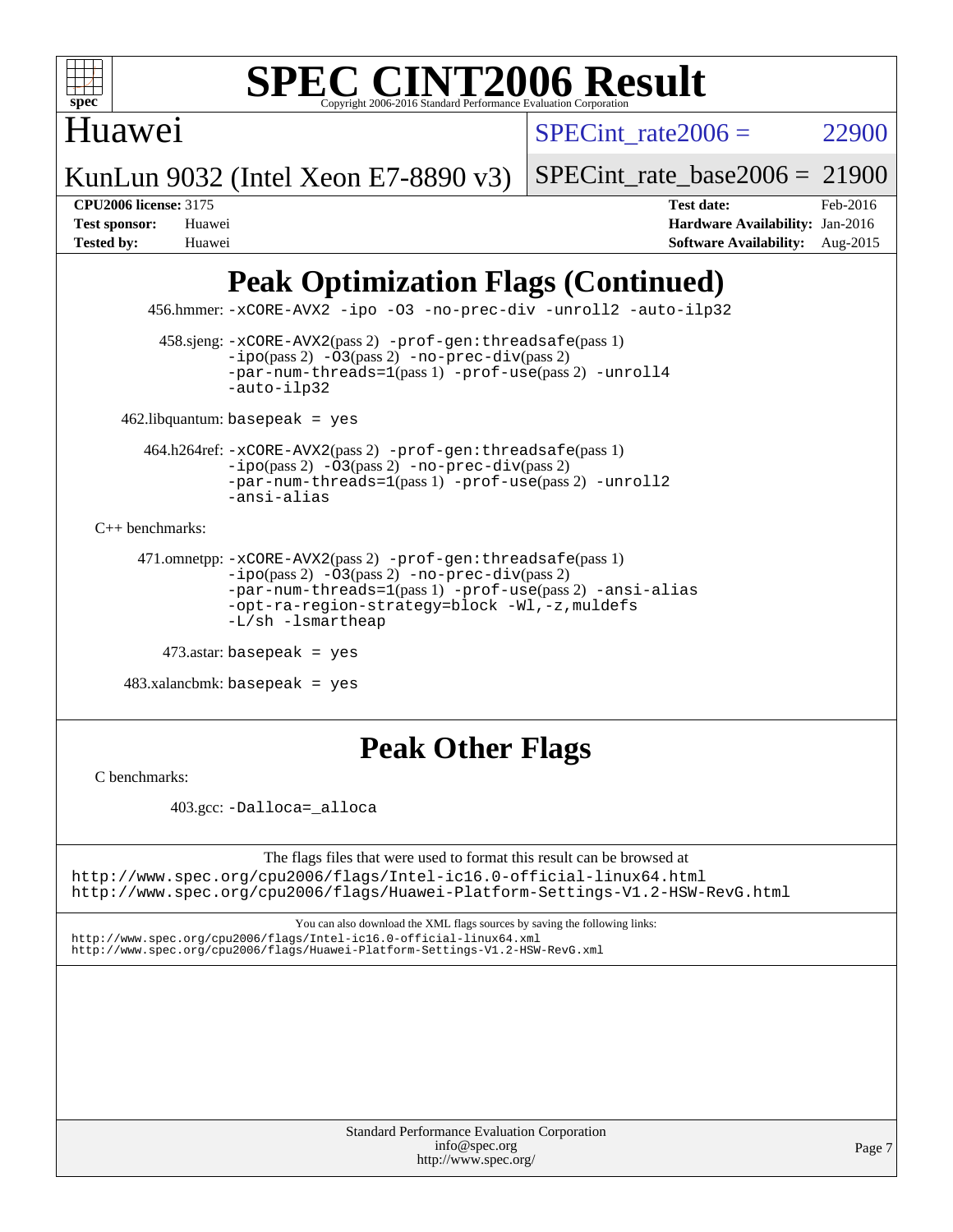## Peak Optimization Flags (Continued)

456.hmmer: -xCORE-AVX2 -ipo -O3 -no-prec-div -unroll2 -auto-ilp32

458.sjeng: -xCORE-AVX2(pass 2) -prof-gen:threadsafe(pass 1) -ipo(pass 2) -O3(pass 2) -no-prec-div(pass 2) -par-num-threads=1(pass 1) -prof-use(pass 2) -unroll4 -auto-ilp32

462.libquantum: basepeak = yes

464.h264ref: -xCORE-AVX2(pass 2) -prof-gen:threadsafe(pass 1) -ipo(pass 2) -O3(pass 2) -no-prec-div(pass 2) -par-num-threads=1(pass 1) -prof-use(pass 2) -unroll2 -ansi-alias

C++ benchmarks:

471.omnetpp: -xCORE-AVX2(pass 2) -prof-gen:threadsafe(pass 1) -ipo(pass 2) -O3(pass 2) -no-prec-div(pass 2) -par-num-threads=1(pass 1) -prof-use(pass 2) -ansi-alias -opt-ra-region-strategy=block -Wl,-z,muldefs -L/sh -lsmartheap

473.astar: basepeak = yes

483.xalancbmk: basepeak = yes

## Peak Other Flags

C benchmarks:

403.gcc: -Dalloca=_alloca

The flags files that were used to format this result can be browsed at
http://www.spec.org/cpu2006/flags/Intel-ic16.0-official-linux64.html
http://www.spec.org/cpu2006/flags/Huawei-Platform-Settings-V1.2-HSW-RevG.html

You can also download the XML flags sources by saving the following links:
http://www.spec.org/cpu2006/flags/Intel-ic16.0-official-linux64.xml
http://www.spec.org/cpu2006/flags/Huawei-Platform-Settings-V1.2-HSW-RevG.xml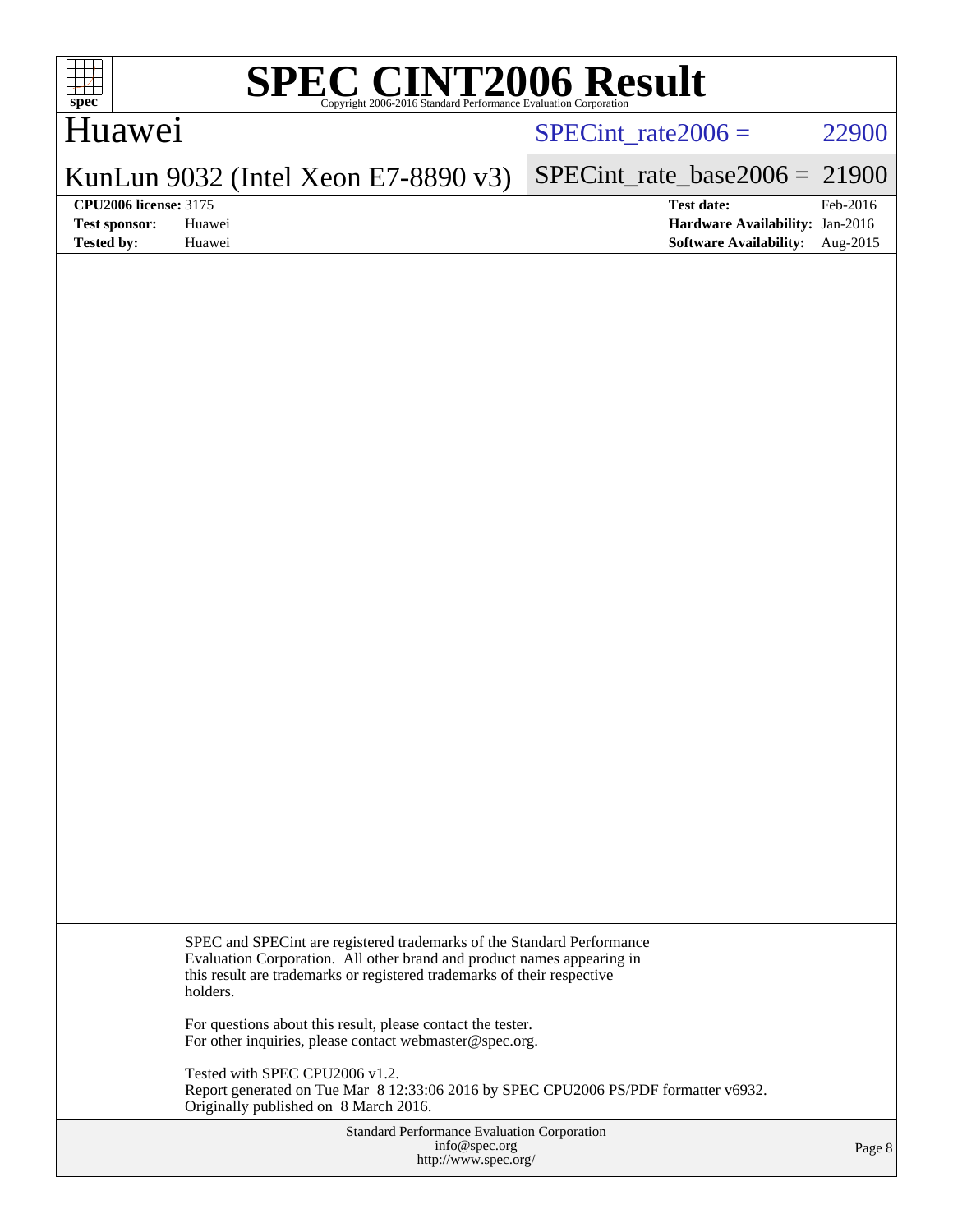SPEC and SPECint are registered trademarks of the Standard Performance Evaluation Corporation. All other brand and product names appearing in this result are trademarks or registered trademarks of their respective holders.

For questions about this result, please contact the tester.
For other inquiries, please contact webmaster@spec.org.

Tested with SPEC CPU2006 v1.2.
Report generated on Tue Mar 8 12:33:06 2016 by SPEC CPU2006 PS/PDF formatter v6932.
Originally published on 8 March 2016.